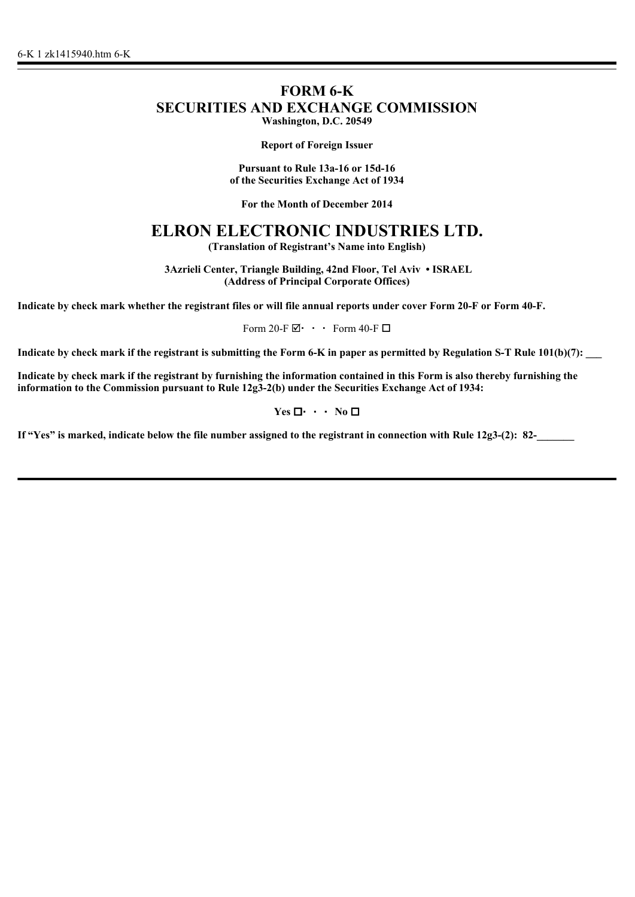6-K 1 zk1415940.htm 6-K

# FORM 6-K
# SECURITIES AND EXCHANGE COMMISSION

**Washington, D.C. 20549**

**Report of Foreign Issuer**

**Pursuant to Rule 13a-16 or 15d-16**
**of the Securities Exchange Act of 1934**

**For the Month of December 2014**

# ELRON ELECTRONIC INDUSTRIES LTD.

**(Translation of Registrant's Name into English)**

**3Azrieli Center, Triangle Building, 42nd Floor, Tel Aviv • ISRAEL**
**(Address of Principal Corporate Offices)**

**Indicate by check mark whether the registrant files or will file annual reports under cover Form 20-F or Form 40-F.**

Form 20-F ☑ · · · Form 40-F ☐

**Indicate by check mark if the registrant is submitting the Form 6-K in paper as permitted by Regulation S-T Rule 101(b)(7): ___**

**Indicate by check mark if the registrant by furnishing the information contained in this Form is also thereby furnishing the information to the Commission pursuant to Rule 12g3-2(b) under the Securities Exchange Act of 1934:**

**Yes ☐ · · · No ☐**

**If "Yes" is marked, indicate below the file number assigned to the registrant in connection with Rule 12g3-(2): 82-_______**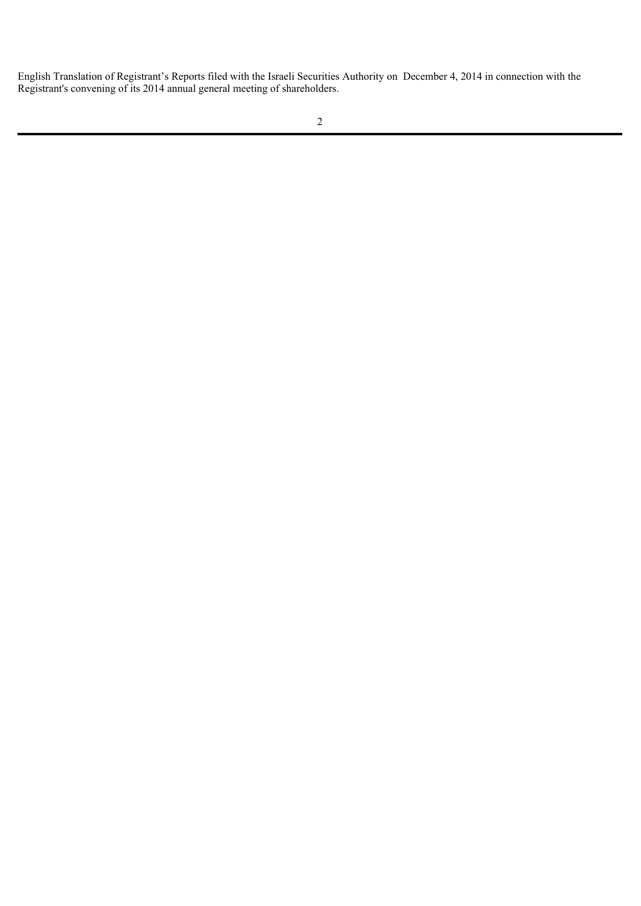English Translation of Registrant's Reports filed with the Israeli Securities Authority on December 4, 2014 in connection with the Registrant's convening of its 2014 annual general meeting of shareholders.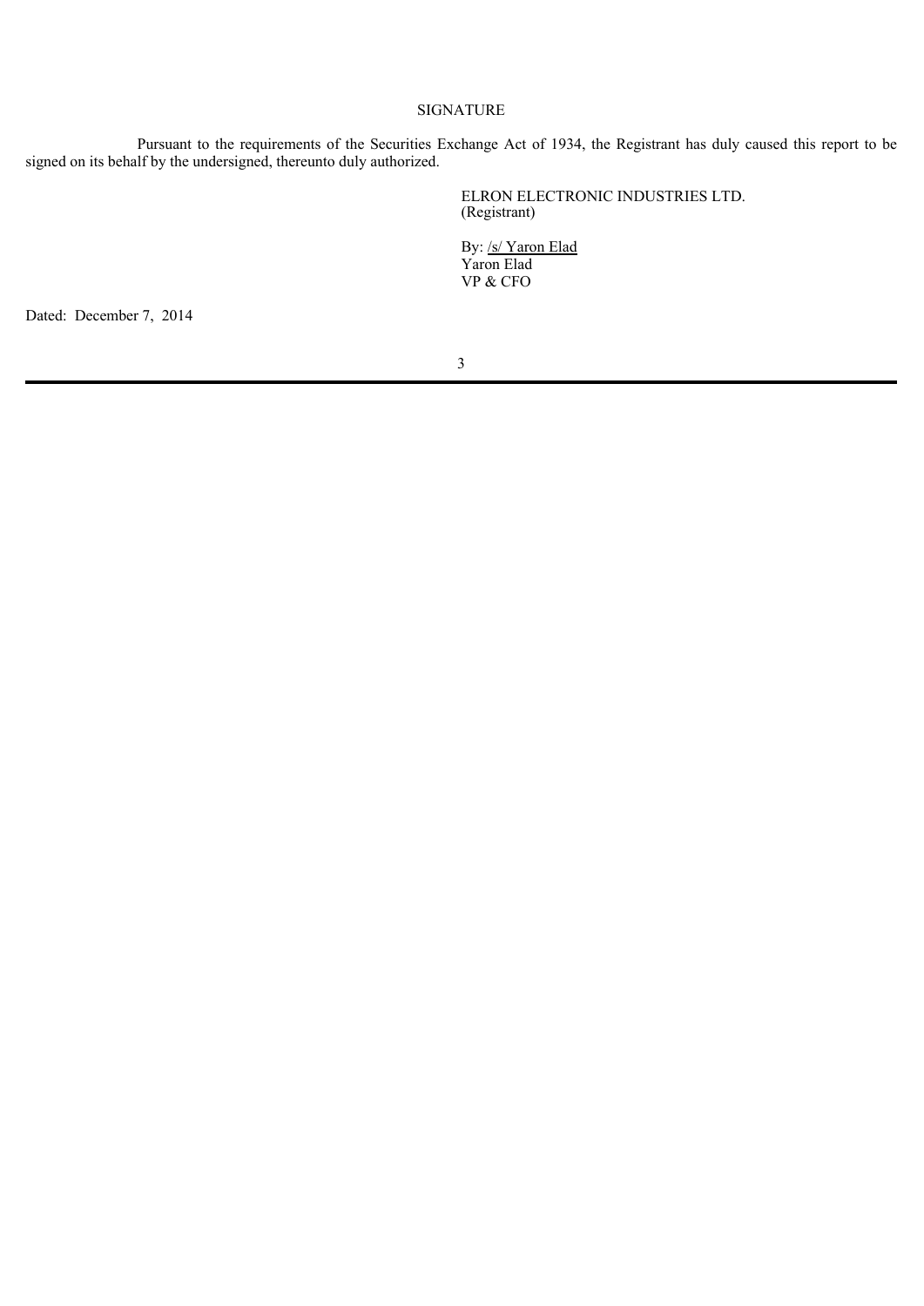## SIGNATURE

Pursuant to the requirements of the Securities Exchange Act of 1934, the Registrant has duly caused this report to be signed on its behalf by the undersigned, thereunto duly authorized.

ELRON ELECTRONIC INDUSTRIES LTD.
(Registrant)

By: /s/ Yaron Elad
Yaron Elad
VP & CFO

Dated: December 7, 2014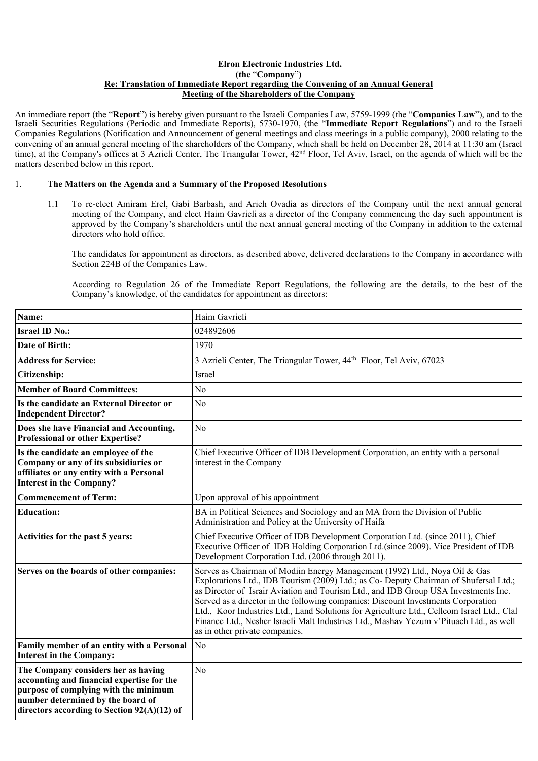**Elron Electronic Industries Ltd.**
**(the "Company")**
**Re: Translation of Immediate Report regarding the Convening of an Annual General Meeting of the Shareholders of the Company**

An immediate report (the "**Report**") is hereby given pursuant to the Israeli Companies Law, 5759-1999 (the "**Companies Law**"), and to the Israeli Securities Regulations (Periodic and Immediate Reports), 5730-1970, (the "**Immediate Report Regulations**") and to the Israeli Companies Regulations (Notification and Announcement of general meetings and class meetings in a public company), 2000 relating to the convening of an annual general meeting of the shareholders of the Company, which shall be held on December 28, 2014 at 11:30 am (Israel time), at the Company's offices at 3 Azrieli Center, The Triangular Tower, 42nd Floor, Tel Aviv, Israel, on the agenda of which will be the matters described below in this report.

1. **The Matters on the Agenda and a Summary of the Proposed Resolutions**

1.1 To re-elect Amiram Erel, Gabi Barbash, and Arieh Ovadia as directors of the Company until the next annual general meeting of the Company, and elect Haim Gavrieli as a director of the Company commencing the day such appointment is approved by the Company's shareholders until the next annual general meeting of the Company in addition to the external directors who hold office.

The candidates for appointment as directors, as described above, delivered declarations to the Company in accordance with Section 224B of the Companies Law.

According to Regulation 26 of the Immediate Report Regulations, the following are the details, to the best of the Company's knowledge, of the candidates for appointment as directors:

| **Name:** | Haim Gavrieli |
|---|---|
| **Israel ID No.:** | 024892606 |
| **Date of Birth:** | 1970 |
| **Address for Service:** | 3 Azrieli Center, The Triangular Tower, 44th Floor, Tel Aviv, 67023 |
| **Citizenship:** | Israel |
| **Member of Board Committees:** | No |
| **Is the candidate an External Director or Independent Director?** | No |
| **Does she have Financial and Accounting, Professional or other Expertise?** | No |
| **Is the candidate an employee of the Company or any of its subsidiaries or affiliates or any entity with a Personal Interest in the Company?** | Chief Executive Officer of IDB Development Corporation, an entity with a personal interest in the Company |
| **Commencement of Term:** | Upon approval of his appointment |
| **Education:** | BA in Political Sciences and Sociology and an MA from the Division of Public Administration and Policy at the University of Haifa |
| **Activities for the past 5 years:** | Chief Executive Officer of IDB Development Corporation Ltd. (since 2011), Chief Executive Officer of IDB Holding Corporation Ltd.(since 2009). Vice President of IDB Development Corporation Ltd. (2006 through 2011). |
| **Serves on the boards of other companies:** | Serves as Chairman of Modiin Energy Management (1992) Ltd., Noya Oil & Gas Explorations Ltd., IDB Tourism (2009) Ltd.; as Co- Deputy Chairman of Shufersal Ltd.; as Director of Israir Aviation and Tourism Ltd., and IDB Group USA Investments Inc. Served as a director in the following companies: Discount Investments Corporation Ltd., Koor Industries Ltd., Land Solutions for Agriculture Ltd., Cellcom Israel Ltd., Clal Finance Ltd., Nesher Israeli Malt Industries Ltd., Mashav Yezum v'Pituach Ltd., as well as in other private companies. |
| **Family member of an entity with a Personal Interest in the Company:** | No |
| **The Company considers her as having accounting and financial expertise for the purpose of complying with the minimum number determined by the board of directors according to Section 92(A)(12) of** | No |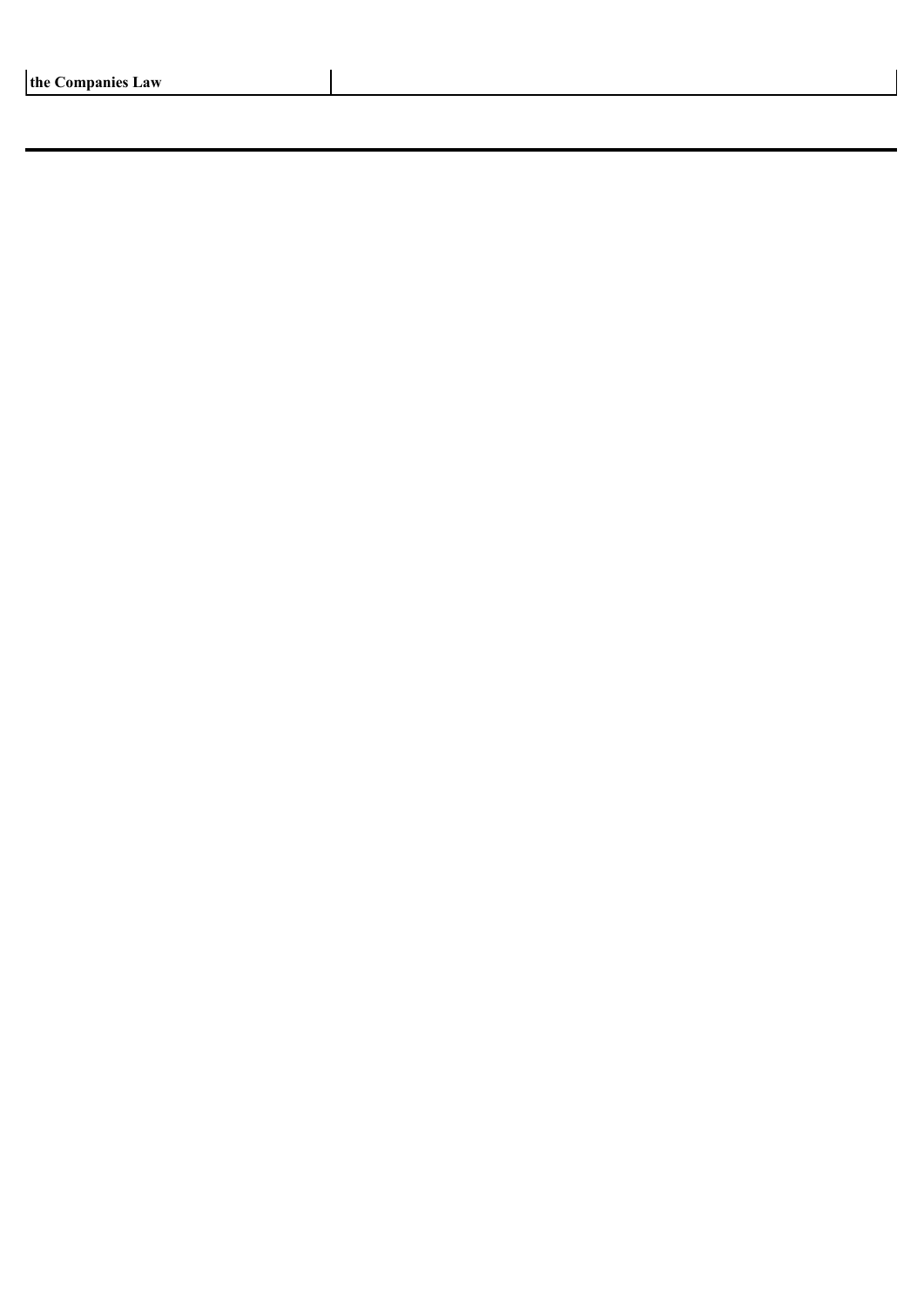| **the Companies Law** | |
|---|---|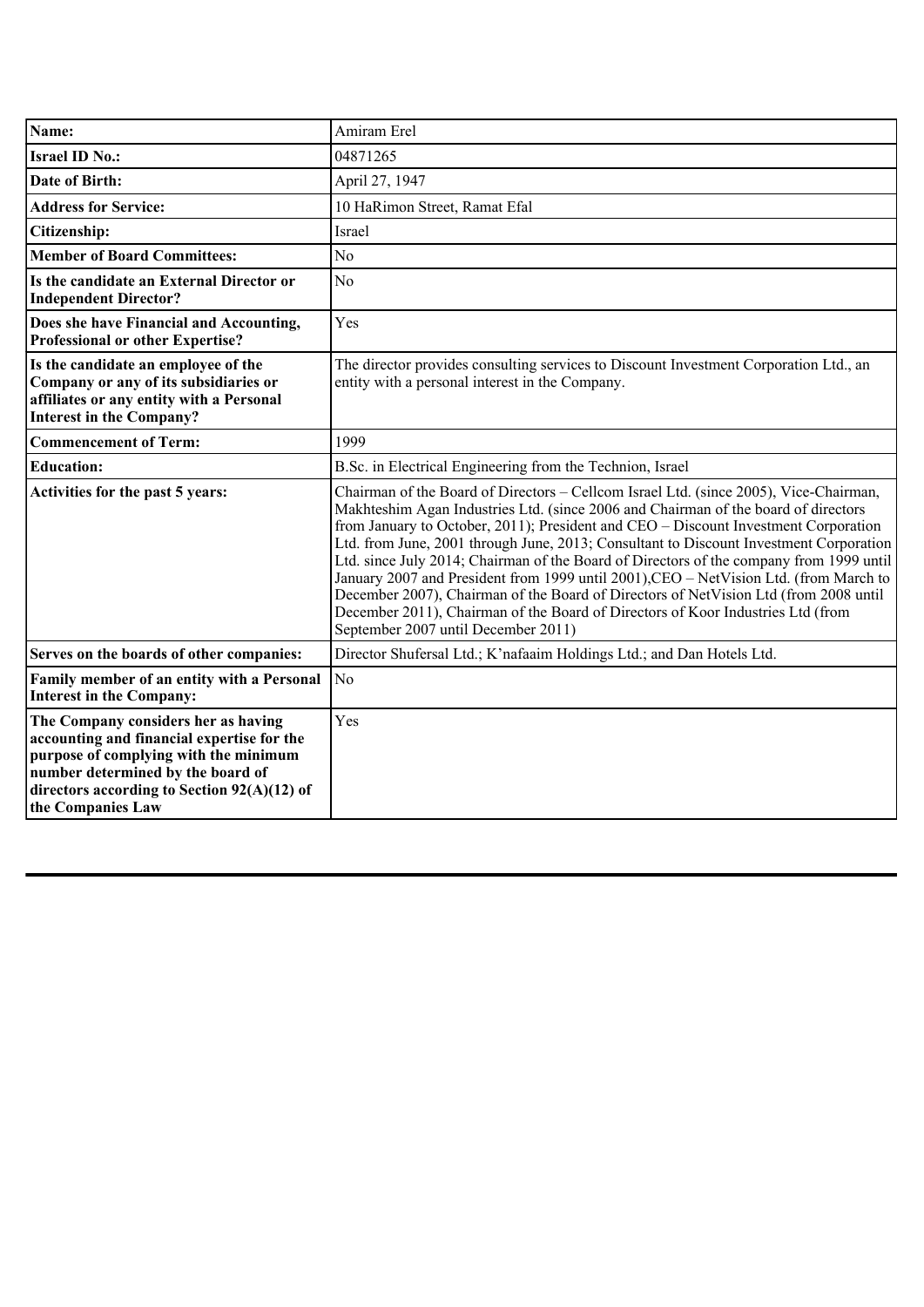| | |
|---|---|
| **Name:** | Amiram Erel |
| **Israel ID No.:** | 04871265 |
| **Date of Birth:** | April 27, 1947 |
| **Address for Service:** | 10 HaRimon Street, Ramat Efal |
| **Citizenship:** | Israel |
| **Member of Board Committees:** | No |
| **Is the candidate an External Director or Independent Director?** | No |
| **Does she have Financial and Accounting, Professional or other Expertise?** | Yes |
| **Is the candidate an employee of the Company or any of its subsidiaries or affiliates or any entity with a Personal Interest in the Company?** | The director provides consulting services to Discount Investment Corporation Ltd., an entity with a personal interest in the Company. |
| **Commencement of Term:** | 1999 |
| **Education:** | B.Sc. in Electrical Engineering from the Technion, Israel |
| **Activities for the past 5 years:** | Chairman of the Board of Directors – Cellcom Israel Ltd. (since 2005), Vice-Chairman, Makhteshim Agan Industries Ltd. (since 2006 and Chairman of the board of directors from January to October, 2011); President and CEO – Discount Investment Corporation Ltd. from June, 2001 through June, 2013; Consultant to Discount Investment Corporation Ltd. since July 2014; Chairman of the Board of Directors of the company from 1999 until January 2007 and President from 1999 until 2001),CEO – NetVision Ltd. (from March to December 2007), Chairman of the Board of Directors of NetVision Ltd (from 2008 until December 2011), Chairman of the Board of Directors of Koor Industries Ltd (from September 2007 until December 2011) |
| **Serves on the boards of other companies:** | Director Shufersal Ltd.; K'nafaaim Holdings Ltd.; and Dan Hotels Ltd. |
| **Family member of an entity with a Personal Interest in the Company:** | No |
| **The Company considers her as having accounting and financial expertise for the purpose of complying with the minimum number determined by the board of directors according to Section 92(A)(12) of the Companies Law** | Yes |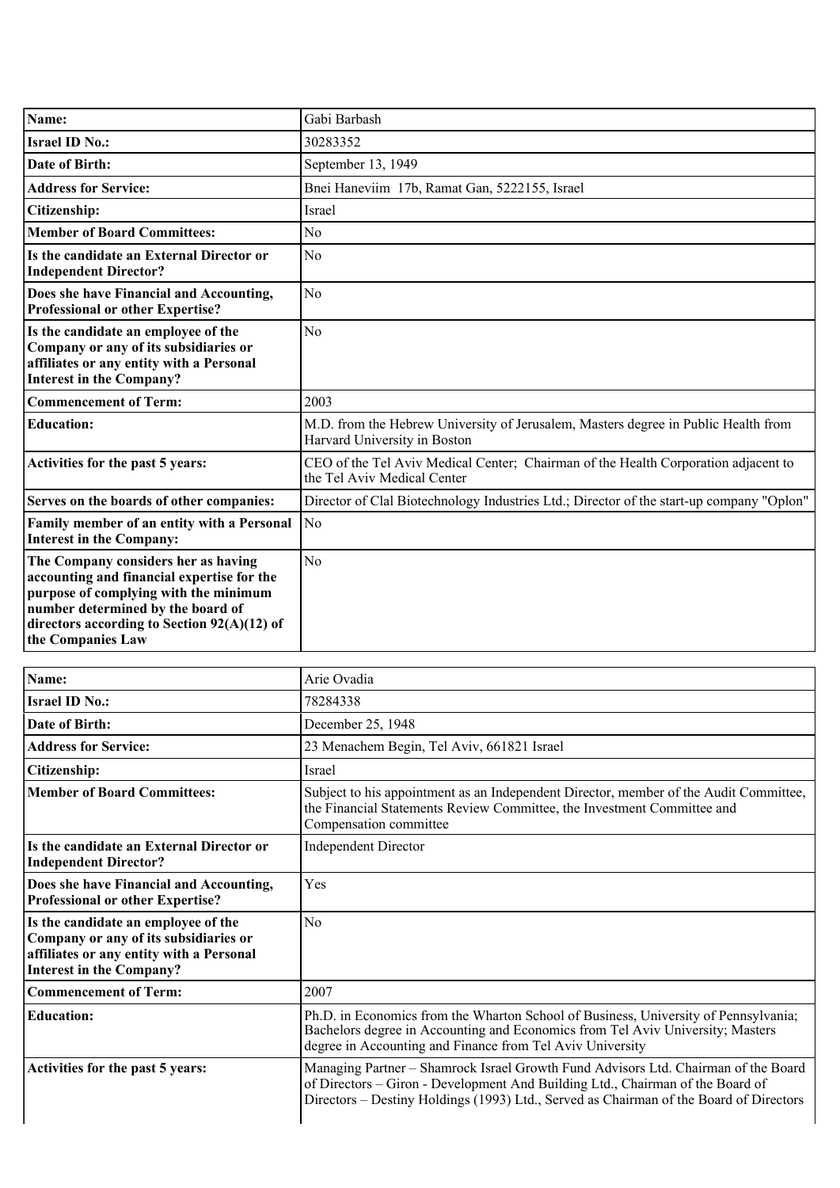| Name: | Gabi Barbash |
|---|---|
| **Israel ID No.:** | 30283352 |
| **Date of Birth:** | September 13, 1949 |
| **Address for Service:** | Bnei Haneviim 17b, Ramat Gan, 5222155, Israel |
| **Citizenship:** | Israel |
| **Member of Board Committees:** | No |
| **Is the candidate an External Director or Independent Director?** | No |
| **Does she have Financial and Accounting, Professional or other Expertise?** | No |
| **Is the candidate an employee of the Company or any of its subsidiaries or affiliates or any entity with a Personal Interest in the Company?** | No |
| **Commencement of Term:** | 2003 |
| **Education:** | M.D. from the Hebrew University of Jerusalem, Masters degree in Public Health from Harvard University in Boston |
| **Activities for the past 5 years:** | CEO of the Tel Aviv Medical Center; Chairman of the Health Corporation adjacent to the Tel Aviv Medical Center |
| **Serves on the boards of other companies:** | Director of Clal Biotechnology Industries Ltd.; Director of the start-up company "Oplon" |
| **Family member of an entity with a Personal Interest in the Company:** | No |
| **The Company considers her as having accounting and financial expertise for the purpose of complying with the minimum number determined by the board of directors according to Section 92(A)(12) of the Companies Law** | No |

| Name: | Arie Ovadia |
|---|---|
| **Israel ID No.:** | 78284338 |
| **Date of Birth:** | December 25, 1948 |
| **Address for Service:** | 23 Menachem Begin, Tel Aviv, 661821 Israel |
| **Citizenship:** | Israel |
| **Member of Board Committees:** | Subject to his appointment as an Independent Director, member of the Audit Committee, the Financial Statements Review Committee, the Investment Committee and Compensation committee |
| **Is the candidate an External Director or Independent Director?** | Independent Director |
| **Does she have Financial and Accounting, Professional or other Expertise?** | Yes |
| **Is the candidate an employee of the Company or any of its subsidiaries or affiliates or any entity with a Personal Interest in the Company?** | No |
| **Commencement of Term:** | 2007 |
| **Education:** | Ph.D. in Economics from the Wharton School of Business, University of Pennsylvania; Bachelors degree in Accounting and Economics from Tel Aviv University; Masters degree in Accounting and Finance from Tel Aviv University |
| **Activities for the past 5 years:** | Managing Partner – Shamrock Israel Growth Fund Advisors Ltd. Chairman of the Board of Directors – Giron - Development And Building Ltd., Chairman of the Board of Directors – Destiny Holdings (1993) Ltd., Served as Chairman of the Board of Directors |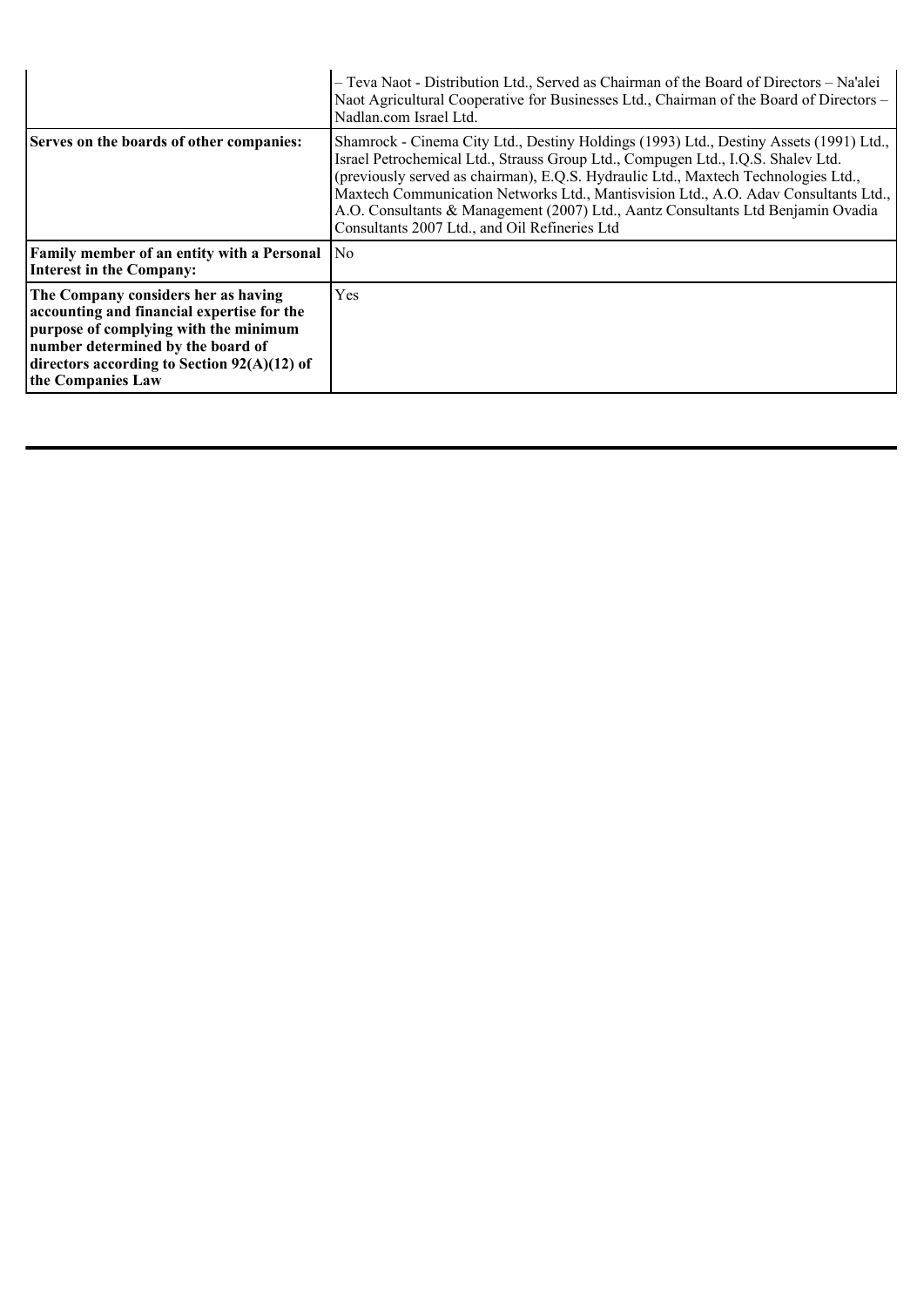| | |
|---|---|
| | – Teva Naot - Distribution Ltd., Served as Chairman of the Board of Directors – Na'alei Naot Agricultural Cooperative for Businesses Ltd., Chairman of the Board of Directors – Nadlan.com Israel Ltd. |
| **Serves on the boards of other companies:** | Shamrock - Cinema City Ltd., Destiny Holdings (1993) Ltd., Destiny Assets (1991) Ltd., Israel Petrochemical Ltd., Strauss Group Ltd., Compugen Ltd., I.Q.S. Shalev Ltd. (previously served as chairman), E.Q.S. Hydraulic Ltd., Maxtech Technologies Ltd., Maxtech Communication Networks Ltd., Mantisvision Ltd., A.O. Adav Consultants Ltd., A.O. Consultants & Management (2007) Ltd., Aantz Consultants Ltd Benjamin Ovadia Consultants 2007 Ltd., and Oil Refineries Ltd |
| **Family member of an entity with a Personal Interest in the Company:** | No |
| **The Company considers her as having accounting and financial expertise for the purpose of complying with the minimum number determined by the board of directors according to Section 92(A)(12) of the Companies Law** | Yes |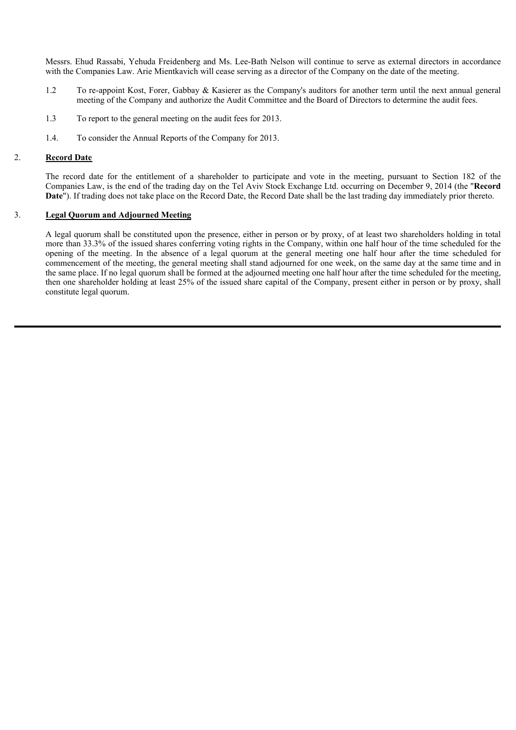Messrs. Ehud Rassabi, Yehuda Freidenberg and Ms. Lee-Bath Nelson will continue to serve as external directors in accordance with the Companies Law. Arie Mientkavich will cease serving as a director of the Company on the date of the meeting.

1.2 To re-appoint Kost, Forer, Gabbay & Kasierer as the Company's auditors for another term until the next annual general meeting of the Company and authorize the Audit Committee and the Board of Directors to determine the audit fees.

1.3 To report to the general meeting on the audit fees for 2013.

1.4. To consider the Annual Reports of the Company for 2013.

## 2. Record Date

The record date for the entitlement of a shareholder to participate and vote in the meeting, pursuant to Section 182 of the Companies Law, is the end of the trading day on the Tel Aviv Stock Exchange Ltd. occurring on December 9, 2014 (the "**Record Date**"). If trading does not take place on the Record Date, the Record Date shall be the last trading day immediately prior thereto.

## 3. Legal Quorum and Adjourned Meeting

A legal quorum shall be constituted upon the presence, either in person or by proxy, of at least two shareholders holding in total more than 33.3% of the issued shares conferring voting rights in the Company, within one half hour of the time scheduled for the opening of the meeting. In the absence of a legal quorum at the general meeting one half hour after the time scheduled for commencement of the meeting, the general meeting shall stand adjourned for one week, on the same day at the same time and in the same place. If no legal quorum shall be formed at the adjourned meeting one half hour after the time scheduled for the meeting, then one shareholder holding at least 25% of the issued share capital of the Company, present either in person or by proxy, shall constitute legal quorum.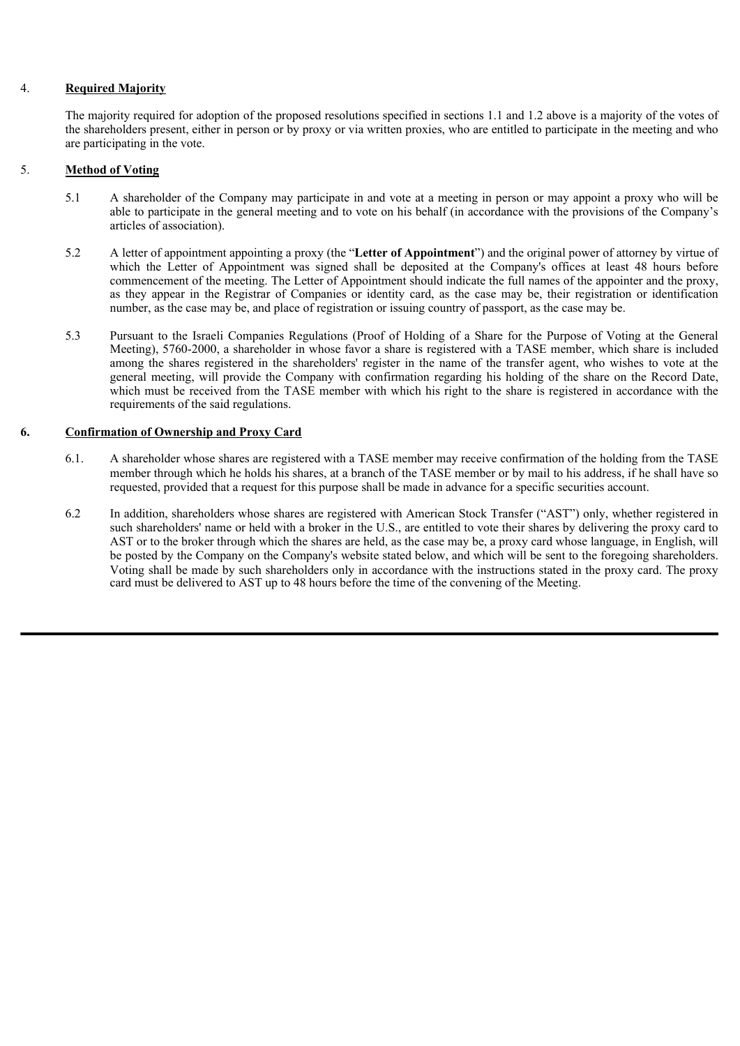4. **Required Majority**

The majority required for adoption of the proposed resolutions specified in sections 1.1 and 1.2 above is a majority of the votes of the shareholders present, either in person or by proxy or via written proxies, who are entitled to participate in the meeting and who are participating in the vote.

5. **Method of Voting**

5.1 A shareholder of the Company may participate in and vote at a meeting in person or may appoint a proxy who will be able to participate in the general meeting and to vote on his behalf (in accordance with the provisions of the Company's articles of association).

5.2 A letter of appointment appointing a proxy (the "**Letter of Appointment**") and the original power of attorney by virtue of which the Letter of Appointment was signed shall be deposited at the Company's offices at least 48 hours before commencement of the meeting. The Letter of Appointment should indicate the full names of the appointer and the proxy, as they appear in the Registrar of Companies or identity card, as the case may be, their registration or identification number, as the case may be, and place of registration or issuing country of passport, as the case may be.

5.3 Pursuant to the Israeli Companies Regulations (Proof of Holding of a Share for the Purpose of Voting at the General Meeting), 5760-2000, a shareholder in whose favor a share is registered with a TASE member, which share is included among the shares registered in the shareholders' register in the name of the transfer agent, who wishes to vote at the general meeting, will provide the Company with confirmation regarding his holding of the share on the Record Date, which must be received from the TASE member with which his right to the share is registered in accordance with the requirements of the said regulations.

**6. Confirmation of Ownership and Proxy Card**

6.1. A shareholder whose shares are registered with a TASE member may receive confirmation of the holding from the TASE member through which he holds his shares, at a branch of the TASE member or by mail to his address, if he shall have so requested, provided that a request for this purpose shall be made in advance for a specific securities account.

6.2 In addition, shareholders whose shares are registered with American Stock Transfer ("AST") only, whether registered in such shareholders' name or held with a broker in the U.S., are entitled to vote their shares by delivering the proxy card to AST or to the broker through which the shares are held, as the case may be, a proxy card whose language, in English, will be posted by the Company on the Company's website stated below, and which will be sent to the foregoing shareholders. Voting shall be made by such shareholders only in accordance with the instructions stated in the proxy card. The proxy card must be delivered to AST up to 48 hours before the time of the convening of the Meeting.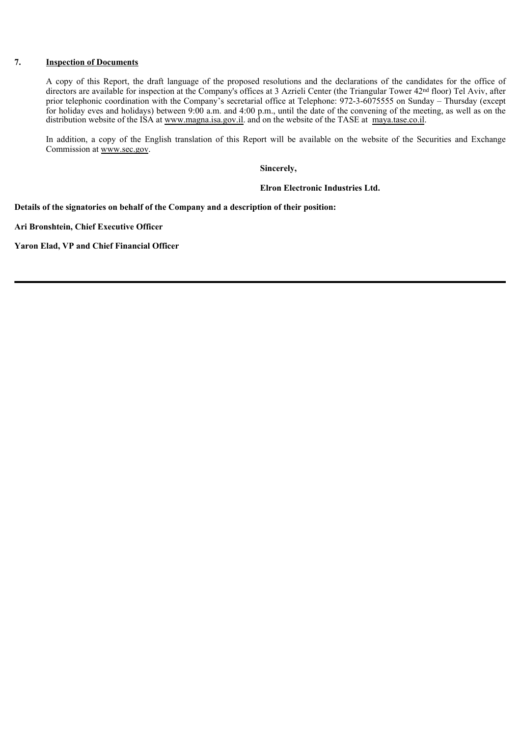## 7. Inspection of Documents

A copy of this Report, the draft language of the proposed resolutions and the declarations of the candidates for the office of directors are available for inspection at the Company's offices at 3 Azrieli Center (the Triangular Tower 42nd floor) Tel Aviv, after prior telephonic coordination with the Company's secretarial office at Telephone: 972-3-6075555 on Sunday – Thursday (except for holiday eves and holidays) between 9:00 a.m. and 4:00 p.m., until the date of the convening of the meeting, as well as on the distribution website of the ISA at www.magna.isa.gov.il. and on the website of the TASE at maya.tase.co.il.

In addition, a copy of the English translation of this Report will be available on the website of the Securities and Exchange Commission at www.sec.gov.

**Sincerely,**

**Elron Electronic Industries Ltd.**

**Details of the signatories on behalf of the Company and a description of their position:**

**Ari Bronshtein, Chief Executive Officer**

**Yaron Elad, VP and Chief Financial Officer**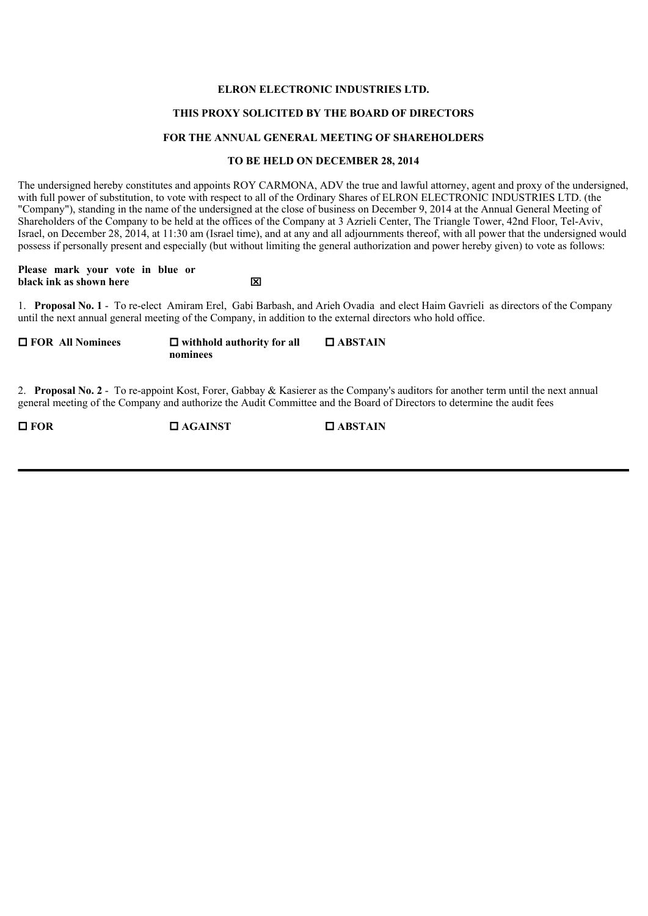**ELRON ELECTRONIC INDUSTRIES LTD.**

**THIS PROXY SOLICITED BY THE BOARD OF DIRECTORS**

**FOR THE ANNUAL GENERAL MEETING OF SHAREHOLDERS**

**TO BE HELD ON DECEMBER 28, 2014**

The undersigned hereby constitutes and appoints ROY CARMONA, ADV the true and lawful attorney, agent and proxy of the undersigned, with full power of substitution, to vote with respect to all of the Ordinary Shares of ELRON ELECTRONIC INDUSTRIES LTD. (the "Company"), standing in the name of the undersigned at the close of business on December 9, 2014 at the Annual General Meeting of Shareholders of the Company to be held at the offices of the Company at 3 Azrieli Center, The Triangle Tower, 42nd Floor, Tel-Aviv, Israel, on December 28, 2014, at 11:30 am (Israel time), and at any and all adjournments thereof, with all power that the undersigned would possess if personally present and especially (but without limiting the general authorization and power hereby given) to vote as follows:

**Please mark your vote in blue or black ink as shown here** ☒

1. **Proposal No. 1** - To re-elect Amiram Erel, Gabi Barbash, and Arieh Ovadia and elect Haim Gavrieli as directors of the Company until the next annual general meeting of the Company, in addition to the external directors who hold office.

☐ **FOR All Nominees** ☐ **withhold authority for all nominees** ☐ **ABSTAIN**

2. **Proposal No. 2** - To re-appoint Kost, Forer, Gabbay & Kasierer as the Company's auditors for another term until the next annual general meeting of the Company and authorize the Audit Committee and the Board of Directors to determine the audit fees

☐ **FOR** ☐ **AGAINST** ☐ **ABSTAIN**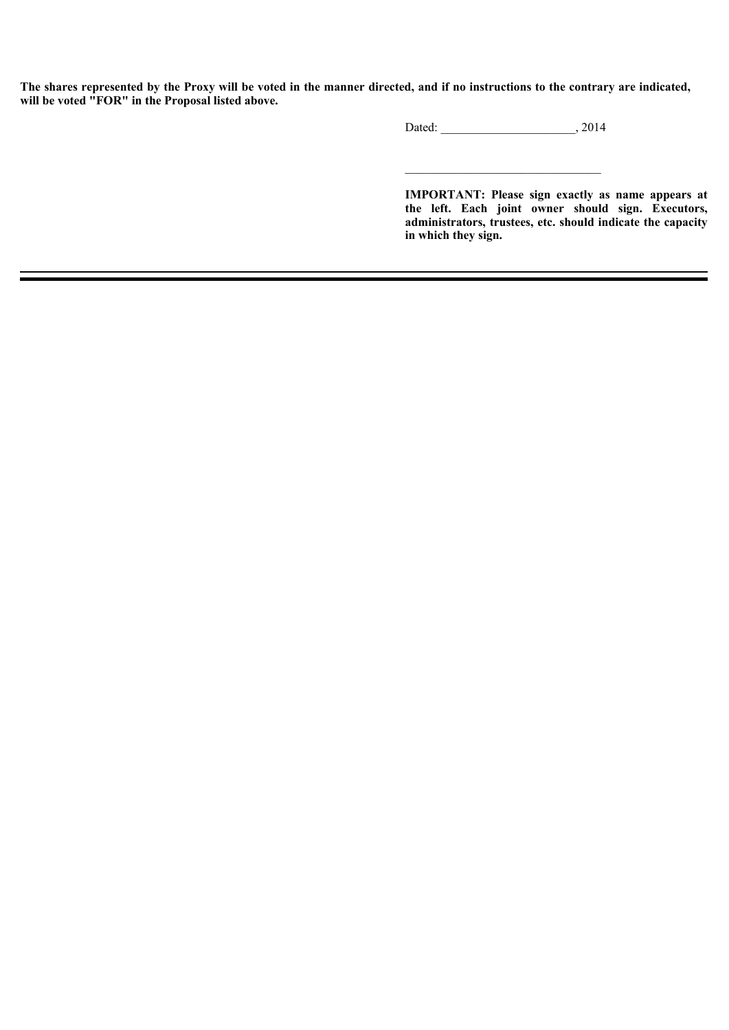**The shares represented by the Proxy will be voted in the manner directed, and if no instructions to the contrary are indicated, will be voted "FOR" in the Proposal listed above.**

Dated: ______________________, 2014

________________________________

**IMPORTANT: Please sign exactly as name appears at the left. Each joint owner should sign. Executors, administrators, trustees, etc. should indicate the capacity in which they sign.**